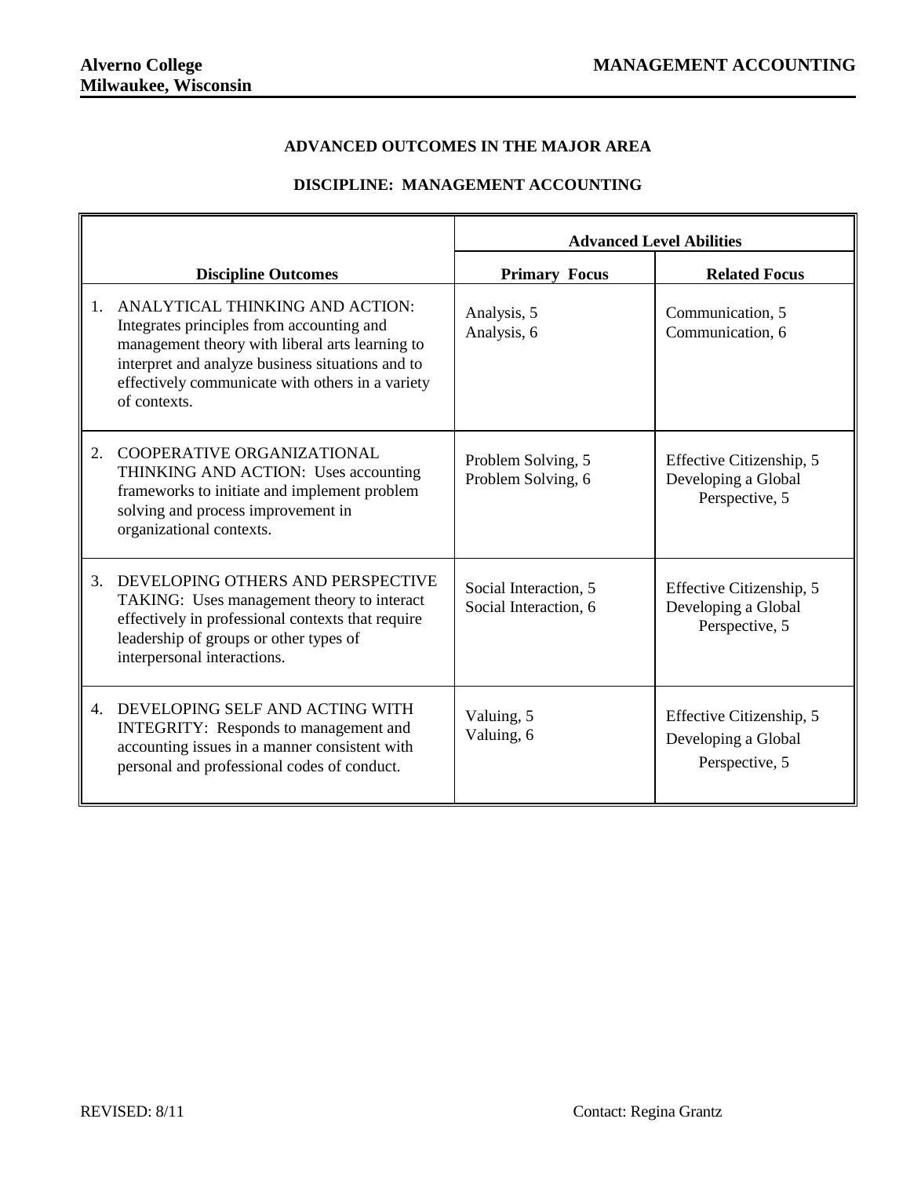**Alverno College**
**Milwaukee, Wisconsin**

**MANAGEMENT ACCOUNTING**

## ADVANCED OUTCOMES IN THE MAJOR AREA

## DISCIPLINE: MANAGEMENT ACCOUNTING

| Discipline Outcomes | Advanced Level Abilities | |
|---|---|---|
| | **Primary Focus** | **Related Focus** |
| 1. ANALYTICAL THINKING AND ACTION: Integrates principles from accounting and management theory with liberal arts learning to interpret and analyze business situations and to effectively communicate with others in a variety of contexts. | Analysis, 5<br>Analysis, 6 | Communication, 5<br>Communication, 6 |
| 2. COOPERATIVE ORGANIZATIONAL THINKING AND ACTION: Uses accounting frameworks to initiate and implement problem solving and process improvement in organizational contexts. | Problem Solving, 5<br>Problem Solving, 6 | Effective Citizenship, 5<br>Developing a Global Perspective, 5 |
| 3. DEVELOPING OTHERS AND PERSPECTIVE TAKING: Uses management theory to interact effectively in professional contexts that require leadership of groups or other types of interpersonal interactions. | Social Interaction, 5<br>Social Interaction, 6 | Effective Citizenship, 5<br>Developing a Global Perspective, 5 |
| 4. DEVELOPING SELF AND ACTING WITH INTEGRITY: Responds to management and accounting issues in a manner consistent with personal and professional codes of conduct. | Valuing, 5<br>Valuing, 6 | Effective Citizenship, 5<br>Developing a Global Perspective, 5 |

REVISED: 8/11

Contact: Regina Grantz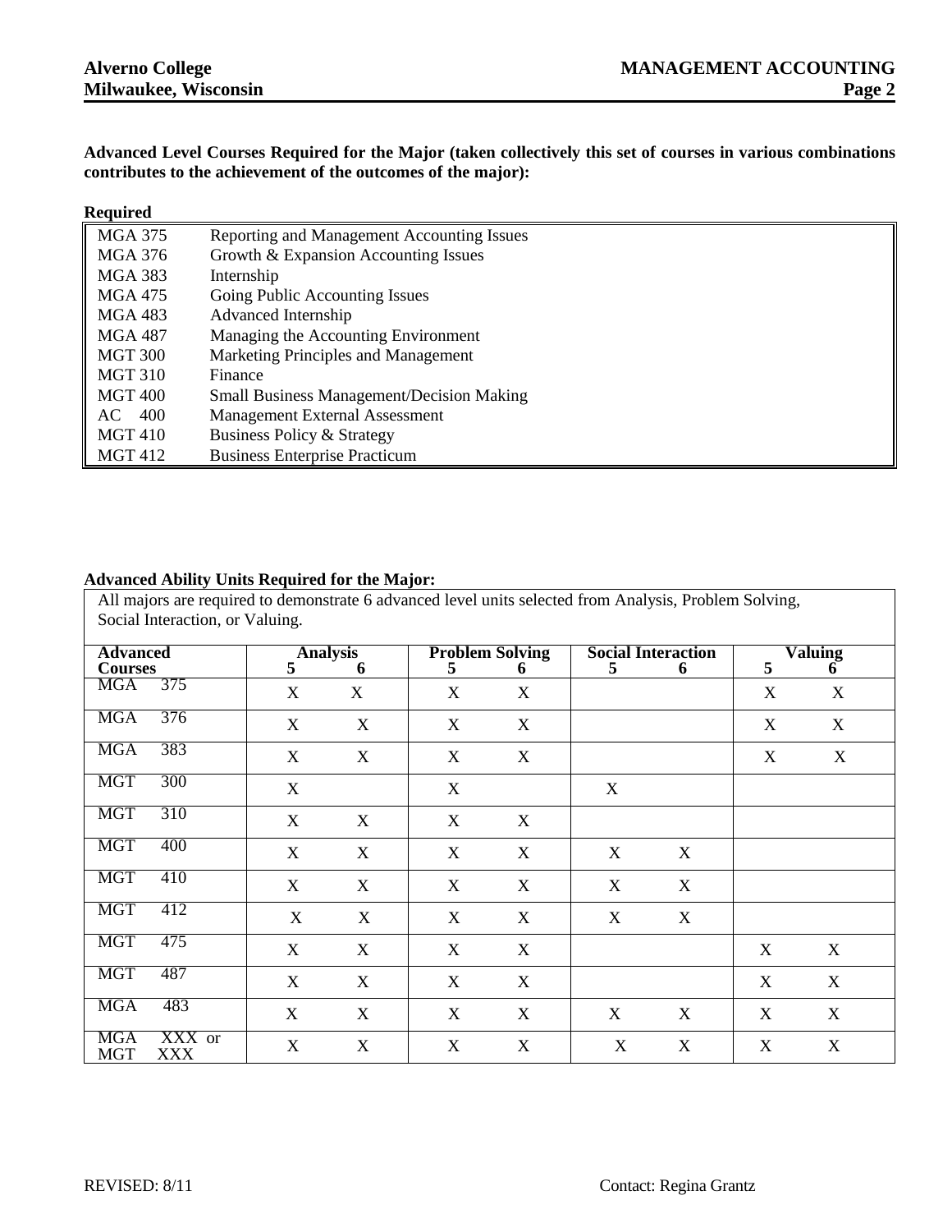**Advanced Level Courses Required for the Major (taken collectively this set of courses in various combinations contributes to the achievement of the outcomes of the major):**

**Required**

| | |
|---|---|
| MGA 375 | Reporting and Management Accounting Issues |
| MGA 376 | Growth & Expansion Accounting Issues |
| MGA 383 | Internship |
| MGA 475 | Going Public Accounting Issues |
| MGA 483 | Advanced Internship |
| MGA 487 | Managing the Accounting Environment |
| MGT 300 | Marketing Principles and Management |
| MGT 310 | Finance |
| MGT 400 | Small Business Management/Decision Making |
| AC 400 | Management External Assessment |
| MGT 410 | Business Policy & Strategy |
| MGT 412 | Business Enterprise Practicum |

**Advanced Ability Units Required for the Major:**

All majors are required to demonstrate 6 advanced level units selected from Analysis, Problem Solving, Social Interaction, or Valuing.

| Advanced Courses | Analysis 5 | Analysis 6 | Problem Solving 5 | Problem Solving 6 | Social Interaction 5 | Social Interaction 6 | Valuing 5 | Valuing 6 |
|---|---|---|---|---|---|---|---|---|
| MGA 375 | X | X | X | X | | | X | X |
| MGA 376 | X | X | X | X | | | X | X |
| MGA 383 | X | X | X | X | | | X | X |
| MGT 300 | X | | X | | X | | | |
| MGT 310 | X | X | X | X | | | | |
| MGT 400 | X | X | X | X | X | X | | |
| MGT 410 | X | X | X | X | X | X | | |
| MGT 412 | X | X | X | X | X | X | | |
| MGT 475 | X | X | X | X | | | X | X |
| MGT 487 | X | X | X | X | | | X | X |
| MGA 483 | X | X | X | X | X | X | X | X |
| MGA XXX or MGT XXX | X | X | X | X | X | X | X | X |

REVISED: 8/11 Contact: Regina Grantz